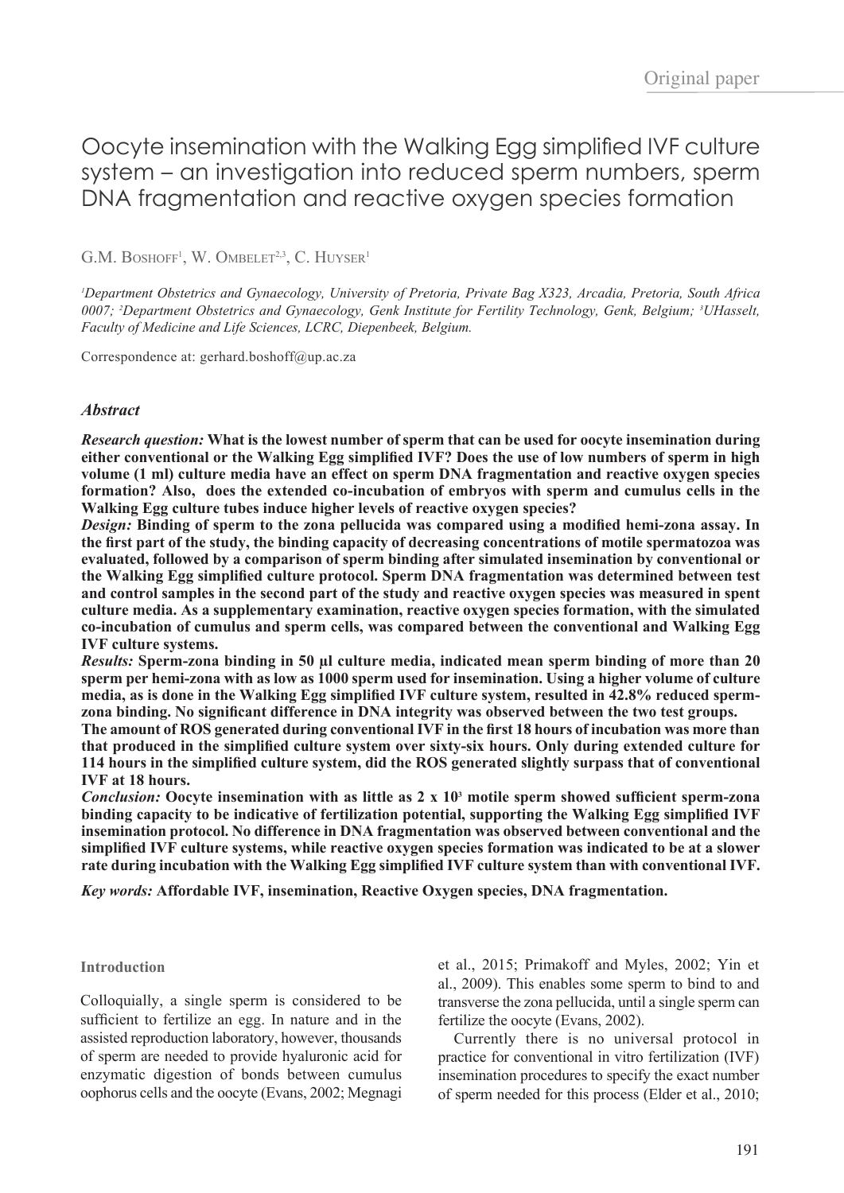Original paper

# Oocyte insemination with the Walking Egg simplified IVF culture system – an investigation into reduced sperm numbers, sperm DNA fragmentation and reactive oxygen species formation

G.M. Boshoff[1], W. Ombelet[2,3], C. Huyser[1]

*[1]Department Obstetrics and Gynaecology, University of Pretoria, Private Bag X323, Arcadia, Pretoria, South Africa 0007; [2]Department Obstetrics and Gynaecology, Genk Institute for Fertility Technology, Genk, Belgium; [3]UHasselt, Faculty of Medicine and Life Sciences, LCRC, Diepenbeek, Belgium.*

Correspondence at: gerhard.boshoff@up.ac.za

### *Abstract*

***Research question:*** **What is the lowest number of sperm that can be used for oocyte insemination during either conventional or the Walking Egg simplified IVF? Does the use of low numbers of sperm in high volume (1 ml) culture media have an effect on sperm DNA fragmentation and reactive oxygen species formation? Also, does the extended co-incubation of embryos with sperm and cumulus cells in the Walking Egg culture tubes induce higher levels of reactive oxygen species?**

***Design:*** **Binding of sperm to the zona pellucida was compared using a modified hemi-zona assay. In the first part of the study, the binding capacity of decreasing concentrations of motile spermatozoa was evaluated, followed by a comparison of sperm binding after simulated insemination by conventional or the Walking Egg simplified culture protocol. Sperm DNA fragmentation was determined between test and control samples in the second part of the study and reactive oxygen species was measured in spent culture media. As a supplementary examination, reactive oxygen species formation, with the simulated co-incubation of cumulus and sperm cells, was compared between the conventional and Walking Egg IVF culture systems.**

***Results:*** **Sperm-zona binding in 50 µl culture media, indicated mean sperm binding of more than 20 sperm per hemi-zona with as low as 1000 sperm used for insemination. Using a higher volume of culture media, as is done in the Walking Egg simplified IVF culture system, resulted in 42.8% reduced sperm-zona binding. No significant difference in DNA integrity was observed between the two test groups.**

**The amount of ROS generated during conventional IVF in the first 18 hours of incubation was more than that produced in the simplified culture system over sixty-six hours. Only during extended culture for 114 hours in the simplified culture system, did the ROS generated slightly surpass that of conventional IVF at 18 hours.**

***Conclusion:*** **Oocyte insemination with as little as 2 x $10^3$ motile sperm showed sufficient sperm-zona binding capacity to be indicative of fertilization potential, supporting the Walking Egg simplified IVF insemination protocol. No difference in DNA fragmentation was observed between conventional and the simplified IVF culture systems, while reactive oxygen species formation was indicated to be at a slower rate during incubation with the Walking Egg simplified IVF culture system than with conventional IVF.**

***Key words:*** **Affordable IVF, insemination, Reactive Oxygen species, DNA fragmentation.**

## Introduction

Colloquially, a single sperm is considered to be sufficient to fertilize an egg. In nature and in the assisted reproduction laboratory, however, thousands of sperm are needed to provide hyaluronic acid for enzymatic digestion of bonds between cumulus oophorus cells and the oocyte (Evans, 2002; Megnagi et al., 2015; Primakoff and Myles, 2002; Yin et al., 2009). This enables some sperm to bind to and transverse the zona pellucida, until a single sperm can fertilize the oocyte (Evans, 2002).

Currently there is no universal protocol in practice for conventional in vitro fertilization (IVF) insemination procedures to specify the exact number of sperm needed for this process (Elder et al., 2010;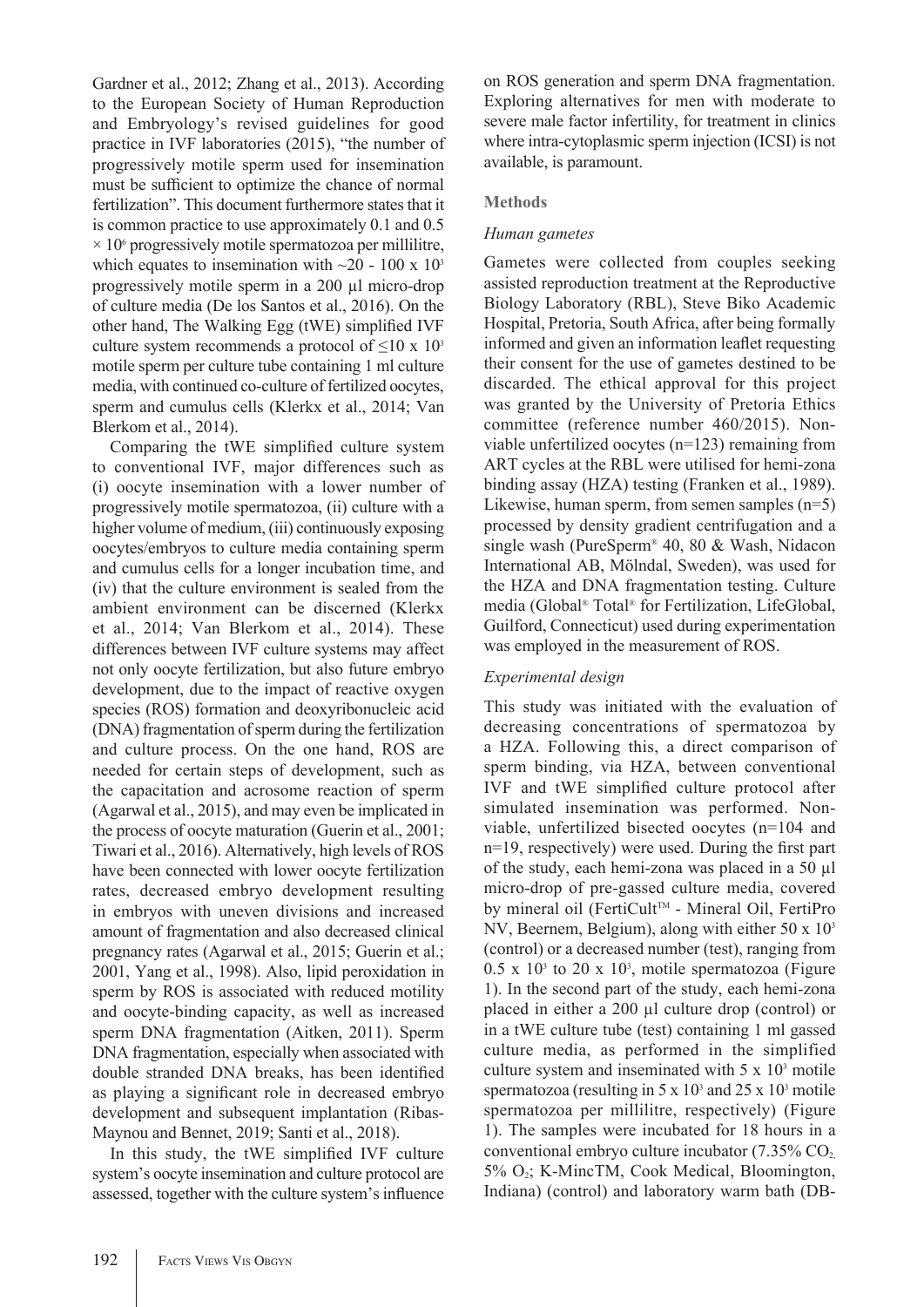Gardner et al., 2012; Zhang et al., 2013). According to the European Society of Human Reproduction and Embryology's revised guidelines for good practice in IVF laboratories (2015), "the number of progressively motile sperm used for insemination must be sufficient to optimize the chance of normal fertilization". This document furthermore states that it is common practice to use approximately 0.1 and 0.5 $\times 10^6$ progressively motile spermatozoa per millilitre, which equates to insemination with ~20 - 100 x $10^3$ progressively motile sperm in a 200 µl micro-drop of culture media (De los Santos et al., 2016). On the other hand, The Walking Egg (tWE) simplified IVF culture system recommends a protocol of ≤10 x $10^3$ motile sperm per culture tube containing 1 ml culture media, with continued co-culture of fertilized oocytes, sperm and cumulus cells (Klerkx et al., 2014; Van Blerkom et al., 2014).

Comparing the tWE simplified culture system to conventional IVF, major differences such as (i) oocyte insemination with a lower number of progressively motile spermatozoa, (ii) culture with a higher volume of medium, (iii) continuously exposing oocytes/embryos to culture media containing sperm and cumulus cells for a longer incubation time, and (iv) that the culture environment is sealed from the ambient environment can be discerned (Klerkx et al., 2014; Van Blerkom et al., 2014). These differences between IVF culture systems may affect not only oocyte fertilization, but also future embryo development, due to the impact of reactive oxygen species (ROS) formation and deoxyribonucleic acid (DNA) fragmentation of sperm during the fertilization and culture process. On the one hand, ROS are needed for certain steps of development, such as the capacitation and acrosome reaction of sperm (Agarwal et al., 2015), and may even be implicated in the process of oocyte maturation (Guerin et al., 2001; Tiwari et al., 2016). Alternatively, high levels of ROS have been connected with lower oocyte fertilization rates, decreased embryo development resulting in embryos with uneven divisions and increased amount of fragmentation and also decreased clinical pregnancy rates (Agarwal et al., 2015; Guerin et al.; 2001, Yang et al., 1998). Also, lipid peroxidation in sperm by ROS is associated with reduced motility and oocyte-binding capacity, as well as increased sperm DNA fragmentation (Aitken, 2011). Sperm DNA fragmentation, especially when associated with double stranded DNA breaks, has been identified as playing a significant role in decreased embryo development and subsequent implantation (Ribas-Maynou and Bennet, 2019; Santi et al., 2018).

In this study, the tWE simplified IVF culture system's oocyte insemination and culture protocol are assessed, together with the culture system's influence on ROS generation and sperm DNA fragmentation. Exploring alternatives for men with moderate to severe male factor infertility, for treatment in clinics where intra-cytoplasmic sperm injection (ICSI) is not available, is paramount.

## Methods

### *Human gametes*

Gametes were collected from couples seeking assisted reproduction treatment at the Reproductive Biology Laboratory (RBL), Steve Biko Academic Hospital, Pretoria, South Africa, after being formally informed and given an information leaflet requesting their consent for the use of gametes destined to be discarded. The ethical approval for this project was granted by the University of Pretoria Ethics committee (reference number 460/2015). Non-viable unfertilized oocytes (n=123) remaining from ART cycles at the RBL were utilised for hemi-zona binding assay (HZA) testing (Franken et al., 1989). Likewise, human sperm, from semen samples (n=5) processed by density gradient centrifugation and a single wash (PureSperm® 40, 80 & Wash, Nidacon International AB, Mölndal, Sweden), was used for the HZA and DNA fragmentation testing. Culture media (Global® Total® for Fertilization, LifeGlobal, Guilford, Connecticut) used during experimentation was employed in the measurement of ROS.

### *Experimental design*

This study was initiated with the evaluation of decreasing concentrations of spermatozoa by a HZA. Following this, a direct comparison of sperm binding, via HZA, between conventional IVF and tWE simplified culture protocol after simulated insemination was performed. Non-viable, unfertilized bisected oocytes (n=104 and n=19, respectively) were used. During the first part of the study, each hemi-zona was placed in a 50 µl micro-drop of pre-gassed culture media, covered by mineral oil (FertiCult™ - Mineral Oil, FertiPro NV, Beernem, Belgium), along with either 50 x $10^3$ (control) or a decreased number (test), ranging from 0.5 x $10^3$ to 20 x $10^3$, motile spermatozoa (Figure 1). In the second part of the study, each hemi-zona placed in either a 200 µl culture drop (control) or in a tWE culture tube (test) containing 1 ml gassed culture media, as performed in the simplified culture system and inseminated with 5 x $10^3$ motile spermatozoa (resulting in 5 x $10^3$ and 25 x $10^3$ motile spermatozoa per millilitre, respectively) (Figure 1). The samples were incubated for 18 hours in a conventional embryo culture incubator (7.35% $CO_2$, 5% $O_2$; K-MincTM, Cook Medical, Bloomington, Indiana) (control) and laboratory warm bath (DB-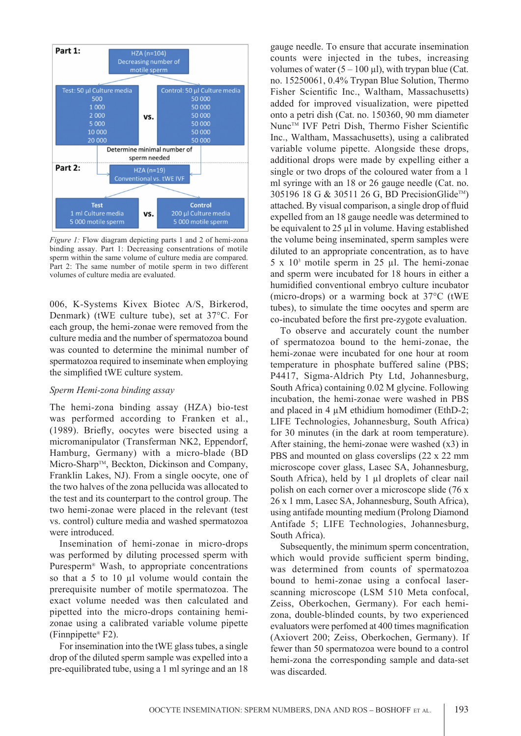**Part 1:**

HZA (n=104)
Decreasing number of motile sperm

| Test: 50 µl Culture media | vs. | Control: 50 µl Culture media |
|---|---|---|
| 500 | | 50 000 |
| 1 000 | | 50 000 |
| 2 000 | | 50 000 |
| 5 000 | | 50 000 |
| 10 000 | | 50 000 |
| 20 000 | | 50 000 |

Determine minimal number of sperm needed

**Part 2:**

HZA (n=19)
Conventional vs. tWE IVF

| Test | vs. | Control |
|---|---|---|
| 1 ml Culture media | | 200 µl Culture media |
| 5 000 motile sperm | | 5 000 motile sperm |

*Figure 1:* Flow diagram depicting parts 1 and 2 of hemi-zona binding assay. Part 1: Decreasing concentrations of motile sperm within the same volume of culture media are compared. Part 2: The same number of motile sperm in two different volumes of culture media are evaluated.

006, K-Systems Kivex Biotec A/S, Birkerod, Denmark) (tWE culture tube), set at 37°C. For each group, the hemi-zonae were removed from the culture media and the number of spermatozoa bound was counted to determine the minimal number of spermatozoa required to inseminate when employing the simplified tWE culture system.

*Sperm Hemi-zona binding assay*

The hemi-zona binding assay (HZA) bio-test was performed according to Franken et al., (1989). Briefly, oocytes were bisected using a micromanipulator (Transferman NK2, Eppendorf, Hamburg, Germany) with a micro-blade (BD Micro-Sharp™, Beckton, Dickinson and Company, Franklin Lakes, NJ). From a single oocyte, one of the two halves of the zona pellucida was allocated to the test and its counterpart to the control group. The two hemi-zonae were placed in the relevant (test vs. control) culture media and washed spermatozoa were introduced.

Insemination of hemi-zonae in micro-drops was performed by diluting processed sperm with Puresperm® Wash, to appropriate concentrations so that a 5 to 10 µl volume would contain the prerequisite number of motile spermatozoa. The exact volume needed was then calculated and pipetted into the micro-drops containing hemi-zonae using a calibrated variable volume pipette (Finnpipette® F2).

For insemination into the tWE glass tubes, a single drop of the diluted sperm sample was expelled into a pre-equilibrated tube, using a 1 ml syringe and an 18 gauge needle. To ensure that accurate insemination counts were injected in the tubes, increasing volumes of water (5 – 100 µl), with trypan blue (Cat. no. 15250061, 0.4% Trypan Blue Solution, Thermo Fisher Scientific Inc., Waltham, Massachusetts) added for improved visualization, were pipetted onto a petri dish (Cat. no. 150360, 90 mm diameter Nunc™ IVF Petri Dish, Thermo Fisher Scientific Inc., Waltham, Massachusetts), using a calibrated variable volume pipette. Alongside these drops, additional drops were made by expelling either a single or two drops of the coloured water from a 1 ml syringe with an 18 or 26 gauge needle (Cat. no. 305196 18 G & 30511 26 G, BD PrecisionGlide™) attached. By visual comparison, a single drop of fluid expelled from an 18 gauge needle was determined to be equivalent to 25 µl in volume. Having established the volume being inseminated, sperm samples were diluted to an appropriate concentration, as to have 5 x $10^3$ motile sperm in 25 µl. The hemi-zonae and sperm were incubated for 18 hours in either a humidified conventional embryo culture incubator (micro-drops) or a warming bock at 37°C (tWE tubes), to simulate the time oocytes and sperm are co-incubated before the first pre-zygote evaluation.

To observe and accurately count the number of spermatozoa bound to the hemi-zonae, the hemi-zonae were incubated for one hour at room temperature in phosphate buffered saline (PBS; P4417, Sigma-Aldrich Pty Ltd, Johannesburg, South Africa) containing 0.02 M glycine. Following incubation, the hemi-zonae were washed in PBS and placed in 4 µM ethidium homodimer (EthD-2; LIFE Technologies, Johannesburg, South Africa) for 30 minutes (in the dark at room temperature). After staining, the hemi-zonae were washed (x3) in PBS and mounted on glass coverslips (22 x 22 mm microscope cover glass, Lasec SA, Johannesburg, South Africa), held by 1 µl droplets of clear nail polish on each corner over a microscope slide (76 x 26 x 1 mm, Lasec SA, Johannesburg, South Africa), using antifade mounting medium (Prolong Diamond Antifade 5; LIFE Technologies, Johannesburg, South Africa).

Subsequently, the minimum sperm concentration, which would provide sufficient sperm binding, was determined from counts of spermatozoa bound to hemi-zonae using a confocal laser-scanning microscope (LSM 510 Meta confocal, Zeiss, Oberkochen, Germany). For each hemi-zona, double-blinded counts, by two experienced evaluators were perfomed at 400 times magnification (Axiovert 200; Zeiss, Oberkochen, Germany). If fewer than 50 spermatozoa were bound to a control hemi-zona the corresponding sample and data-set was discarded.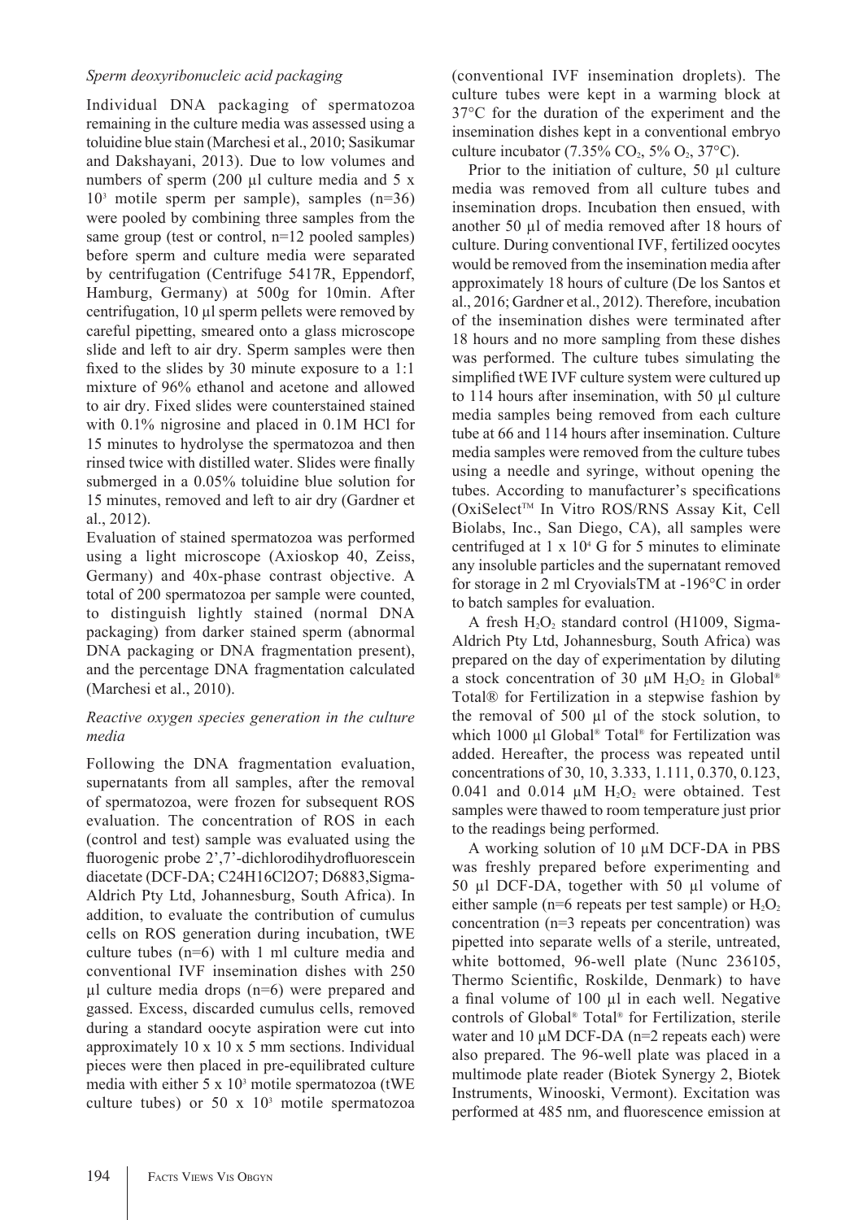*Sperm deoxyribonucleic acid packaging*

Individual DNA packaging of spermatozoa remaining in the culture media was assessed using a toluidine blue stain (Marchesi et al., 2010; Sasikumar and Dakshayani, 2013). Due to low volumes and numbers of sperm (200 µl culture media and 5 x $10^3$ motile sperm per sample), samples (n=36) were pooled by combining three samples from the same group (test or control, n=12 pooled samples) before sperm and culture media were separated by centrifugation (Centrifuge 5417R, Eppendorf, Hamburg, Germany) at 500g for 10min. After centrifugation, 10 µl sperm pellets were removed by careful pipetting, smeared onto a glass microscope slide and left to air dry. Sperm samples were then fixed to the slides by 30 minute exposure to a 1:1 mixture of 96% ethanol and acetone and allowed to air dry. Fixed slides were counterstained stained with 0.1% nigrosine and placed in 0.1M HCl for 15 minutes to hydrolyse the spermatozoa and then rinsed twice with distilled water. Slides were finally submerged in a 0.05% toluidine blue solution for 15 minutes, removed and left to air dry (Gardner et al., 2012).

Evaluation of stained spermatozoa was performed using a light microscope (Axioskop 40, Zeiss, Germany) and 40x-phase contrast objective. A total of 200 spermatozoa per sample were counted, to distinguish lightly stained (normal DNA packaging) from darker stained sperm (abnormal DNA packaging or DNA fragmentation present), and the percentage DNA fragmentation calculated (Marchesi et al., 2010).

*Reactive oxygen species generation in the culture media*

Following the DNA fragmentation evaluation, supernatants from all samples, after the removal of spermatozoa, were frozen for subsequent ROS evaluation. The concentration of ROS in each (control and test) sample was evaluated using the fluorogenic probe 2',7'-dichlorodihydrofluorescein diacetate (DCF-DA; $C_{24}H_{16}Cl_2O_7$; D6883,Sigma-Aldrich Pty Ltd, Johannesburg, South Africa). In addition, to evaluate the contribution of cumulus cells on ROS generation during incubation, tWE culture tubes (n=6) with 1 ml culture media and conventional IVF insemination dishes with 250 µl culture media drops (n=6) were prepared and gassed. Excess, discarded cumulus cells, removed during a standard oocyte aspiration were cut into approximately 10 x 10 x 5 mm sections. Individual pieces were then placed in pre-equilibrated culture media with either 5 x $10^3$ motile spermatozoa (tWE culture tubes) or 50 x $10^3$ motile spermatozoa (conventional IVF insemination droplets). The culture tubes were kept in a warming block at 37°C for the duration of the experiment and the insemination dishes kept in a conventional embryo culture incubator (7.35% $CO_2$, 5% $O_2$, 37°C).

Prior to the initiation of culture, 50 µl culture media was removed from all culture tubes and insemination drops. Incubation then ensued, with another 50 µl of media removed after 18 hours of culture. During conventional IVF, fertilized oocytes would be removed from the insemination media after approximately 18 hours of culture (De los Santos et al., 2016; Gardner et al., 2012). Therefore, incubation of the insemination dishes were terminated after 18 hours and no more sampling from these dishes was performed. The culture tubes simulating the simplified tWE IVF culture system were cultured up to 114 hours after insemination, with 50 µl culture media samples being removed from each culture tube at 66 and 114 hours after insemination. Culture media samples were removed from the culture tubes using a needle and syringe, without opening the tubes. According to manufacturer's specifications (OxiSelect™ In Vitro ROS/RNS Assay Kit, Cell Biolabs, Inc., San Diego, CA), all samples were centrifuged at 1 x $10^4$ G for 5 minutes to eliminate any insoluble particles and the supernatant removed for storage in 2 ml CryovialsTM at -196°C in order to batch samples for evaluation.

A fresh $H_2O_2$ standard control (H1009, Sigma-Aldrich Pty Ltd, Johannesburg, South Africa) was prepared on the day of experimentation by diluting a stock concentration of 30 µM $H_2O_2$ in Global® Total® for Fertilization in a stepwise fashion by the removal of 500 µl of the stock solution, to which 1000 µl Global® Total® for Fertilization was added. Hereafter, the process was repeated until concentrations of 30, 10, 3.333, 1.111, 0.370, 0.123, 0.041 and 0.014 µM $H_2O_2$ were obtained. Test samples were thawed to room temperature just prior to the readings being performed.

A working solution of 10 µM DCF-DA in PBS was freshly prepared before experimenting and 50 µl DCF-DA, together with 50 µl volume of either sample (n=6 repeats per test sample) or $H_2O_2$ concentration (n=3 repeats per concentration) was pipetted into separate wells of a sterile, untreated, white bottomed, 96-well plate (Nunc 236105, Thermo Scientific, Roskilde, Denmark) to have a final volume of 100 µl in each well. Negative controls of Global® Total® for Fertilization, sterile water and 10 µM DCF-DA (n=2 repeats each) were also prepared. The 96-well plate was placed in a multimode plate reader (Biotek Synergy 2, Biotek Instruments, Winooski, Vermont). Excitation was performed at 485 nm, and fluorescence emission at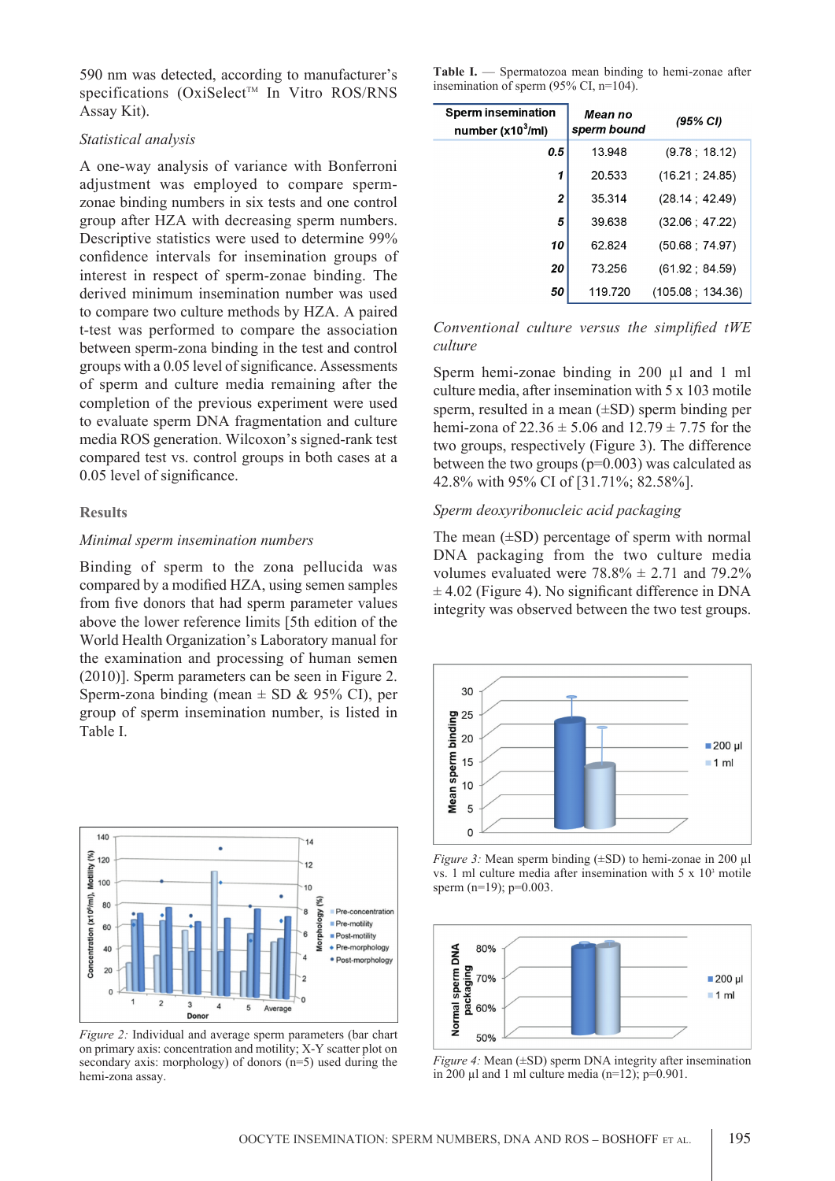590 nm was detected, according to manufacturer's specifications (OxiSelect™ In Vitro ROS/RNS Assay Kit).

*Statistical analysis*

A one-way analysis of variance with Bonferroni adjustment was employed to compare sperm-zonae binding numbers in six tests and one control group after HZA with decreasing sperm numbers. Descriptive statistics were used to determine 99% confidence intervals for insemination groups of interest in respect of sperm-zonae binding. The derived minimum insemination number was used to compare two culture methods by HZA. A paired t-test was performed to compare the association between sperm-zona binding in the test and control groups with a 0.05 level of significance. Assessments of sperm and culture media remaining after the completion of the previous experiment were used to evaluate sperm DNA fragmentation and culture media ROS generation. Wilcoxon's signed-rank test compared test vs. control groups in both cases at a 0.05 level of significance.

## Results

*Minimal sperm insemination numbers*

Binding of sperm to the zona pellucida was compared by a modified HZA, using semen samples from five donors that had sperm parameter values above the lower reference limits [5th edition of the World Health Organization's Laboratory manual for the examination and processing of human semen (2010)]. Sperm parameters can be seen in Figure 2. Sperm-zona binding (mean ± SD & 95% CI), per group of sperm insemination number, is listed in Table I.

*Figure 2:* Individual and average sperm parameters (bar chart on primary axis: concentration and motility; X-Y scatter plot on secondary axis: morphology) of donors (n=5) used during the hemi-zona assay.

**Table I.** — Spermatozoa mean binding to hemi-zonae after insemination of sperm (95% CI, n=104).

| Sperm insemination number ($x10^3$/ml) | Mean no sperm bound | (95% CI) |
|---|---|---|
| 0.5 | 13.948 | (9.78 ; 18.12) |
| 1 | 20.533 | (16.21 ; 24.85) |
| 2 | 35.314 | (28.14 ; 42.49) |
| 5 | 39.638 | (32.06 ; 47.22) |
| 10 | 62.824 | (50.68 ; 74.97) |
| 20 | 73.256 | (61.92 ; 84.59) |
| 50 | 119.720 | (105.08 ; 134.36) |

*Conventional culture versus the simplified tWE culture*

Sperm hemi-zonae binding in 200 µl and 1 ml culture media, after insemination with 5 x 103 motile sperm, resulted in a mean (±SD) sperm binding per hemi-zona of 22.36 ± 5.06 and 12.79 ± 7.75 for the two groups, respectively (Figure 3). The difference between the two groups (p=0.003) was calculated as 42.8% with 95% CI of [31.71%; 82.58%].

*Sperm deoxyribonucleic acid packaging*

The mean (±SD) percentage of sperm with normal DNA packaging from the two culture media volumes evaluated were 78.8% ± 2.71 and 79.2% ± 4.02 (Figure 4). No significant difference in DNA integrity was observed between the two test groups.

*Figure 3:* Mean sperm binding (±SD) to hemi-zonae in 200 µl vs. 1 ml culture media after insemination with 5 x $10^3$ motile sperm (n=19); p=0.003.

*Figure 4:* Mean (±SD) sperm DNA integrity after insemination in 200 µl and 1 ml culture media (n=12); p=0.901.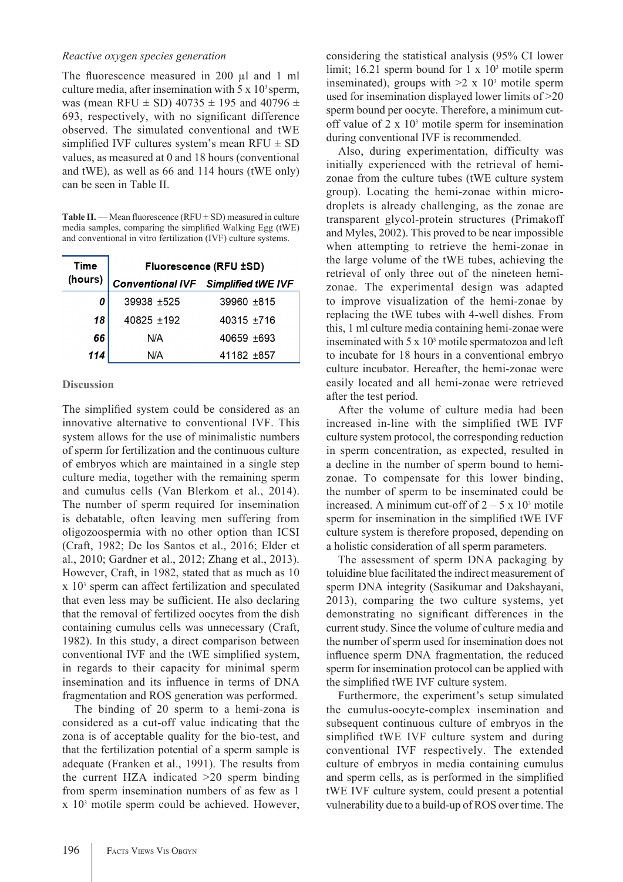*Reactive oxygen species generation*

The fluorescence measured in 200 µl and 1 ml culture media, after insemination with $5 \times 10^3$ sperm, was (mean RFU ± SD) 40735 ± 195 and 40796 ± 693, respectively, with no significant difference observed. The simulated conventional and tWE simplified IVF cultures system's mean RFU ± SD values, as measured at 0 and 18 hours (conventional and tWE), as well as 66 and 114 hours (tWE only) can be seen in Table II.

**Table II.** — Mean fluorescence (RFU ± SD) measured in culture media samples, comparing the simplified Walking Egg (tWE) and conventional in vitro fertilization (IVF) culture systems.

| Time (hours) | Fluorescence (RFU ±SD) | |
|---|---|---|
| | *Conventional IVF* | *Simplified tWE IVF* |
| ***0*** | 39938 ±525 | 39960 ±815 |
| ***18*** | 40825 ±192 | 40315 ±716 |
| ***66*** | N/A | 40659 ±693 |
| ***114*** | N/A | 41182 ±857 |

## Discussion

The simplified system could be considered as an innovative alternative to conventional IVF. This system allows for the use of minimalistic numbers of sperm for fertilization and the continuous culture of embryos which are maintained in a single step culture media, together with the remaining sperm and cumulus cells (Van Blerkom et al., 2014). The number of sperm required for insemination is debatable, often leaving men suffering from oligozoospermia with no other option than ICSI (Craft, 1982; De los Santos et al., 2016; Elder et al., 2010; Gardner et al., 2012; Zhang et al., 2013). However, Craft, in 1982, stated that as much as 10 x $10^3$ sperm can affect fertilization and speculated that even less may be sufficient. He also declaring that the removal of fertilized oocytes from the dish containing cumulus cells was unnecessary (Craft, 1982). In this study, a direct comparison between conventional IVF and the tWE simplified system, in regards to their capacity for minimal sperm insemination and its influence in terms of DNA fragmentation and ROS generation was performed.

The binding of 20 sperm to a hemi-zona is considered as a cut-off value indicating that the zona is of acceptable quality for the bio-test, and that the fertilization potential of a sperm sample is adequate (Franken et al., 1991). The results from the current HZA indicated >20 sperm binding from sperm insemination numbers of as few as 1 x $10^3$ motile sperm could be achieved. However, considering the statistical analysis (95% CI lower limit; 16.21 sperm bound for 1 x $10^3$ motile sperm inseminated), groups with >2 x $10^3$ motile sperm used for insemination displayed lower limits of >20 sperm bound per oocyte. Therefore, a minimum cut-off value of 2 x $10^3$ motile sperm for insemination during conventional IVF is recommended.

Also, during experimentation, difficulty was initially experienced with the retrieval of hemi-zonae from the culture tubes (tWE culture system group). Locating the hemi-zonae within micro-droplets is already challenging, as the zonae are transparent glycol-protein structures (Primakoff and Myles, 2002). This proved to be near impossible when attempting to retrieve the hemi-zonae in the large volume of the tWE tubes, achieving the retrieval of only three out of the nineteen hemi-zonae. The experimental design was adapted to improve visualization of the hemi-zonae by replacing the tWE tubes with 4-well dishes. From this, 1 ml culture media containing hemi-zonae were inseminated with 5 x $10^3$ motile spermatozoa and left to incubate for 18 hours in a conventional embryo culture incubator. Hereafter, the hemi-zonae were easily located and all hemi-zonae were retrieved after the test period.

After the volume of culture media had been increased in-line with the simplified tWE IVF culture system protocol, the corresponding reduction in sperm concentration, as expected, resulted in a decline in the number of sperm bound to hemi-zonae. To compensate for this lower binding, the number of sperm to be inseminated could be increased. A minimum cut-off of 2 – 5 x $10^3$ motile sperm for insemination in the simplified tWE IVF culture system is therefore proposed, depending on a holistic consideration of all sperm parameters.

The assessment of sperm DNA packaging by toluidine blue facilitated the indirect measurement of sperm DNA integrity (Sasikumar and Dakshayani, 2013), comparing the two culture systems, yet demonstrating no significant differences in the current study. Since the volume of culture media and the number of sperm used for insemination does not influence sperm DNA fragmentation, the reduced sperm for insemination protocol can be applied with the simplified tWE IVF culture system.

Furthermore, the experiment's setup simulated the cumulus-oocyte-complex insemination and subsequent continuous culture of embryos in the simplified tWE IVF culture system and during conventional IVF respectively. The extended culture of embryos in media containing cumulus and sperm cells, as is performed in the simplified tWE IVF culture system, could present a potential vulnerability due to a build-up of ROS over time. The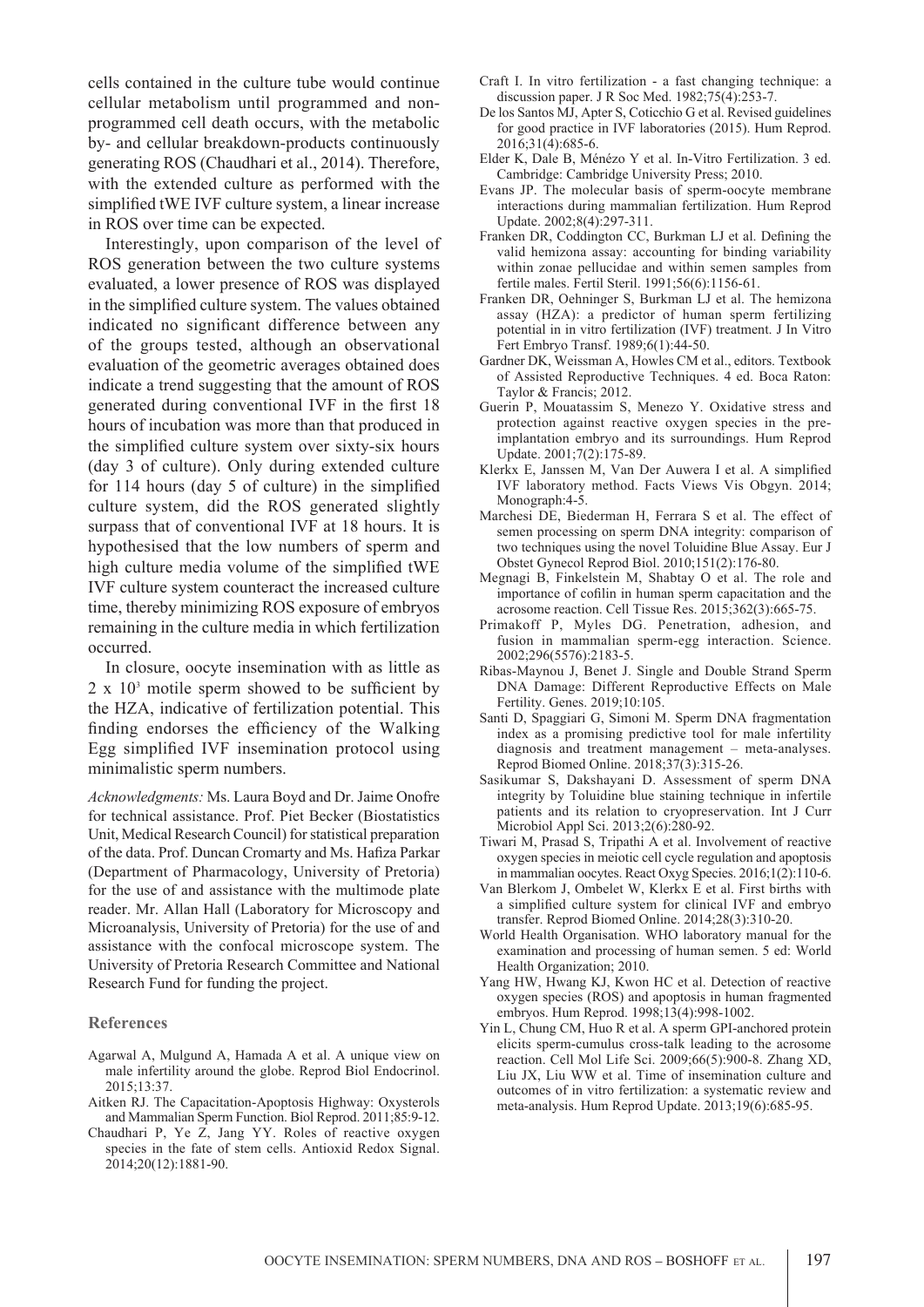cells contained in the culture tube would continue cellular metabolism until programmed and non-programmed cell death occurs, with the metabolic by- and cellular breakdown-products continuously generating ROS (Chaudhari et al., 2014). Therefore, with the extended culture as performed with the simplified tWE IVF culture system, a linear increase in ROS over time can be expected.

Interestingly, upon comparison of the level of ROS generation between the two culture systems evaluated, a lower presence of ROS was displayed in the simplified culture system. The values obtained indicated no significant difference between any of the groups tested, although an observational evaluation of the geometric averages obtained does indicate a trend suggesting that the amount of ROS generated during conventional IVF in the first 18 hours of incubation was more than that produced in the simplified culture system over sixty-six hours (day 3 of culture). Only during extended culture for 114 hours (day 5 of culture) in the simplified culture system, did the ROS generated slightly surpass that of conventional IVF at 18 hours. It is hypothesised that the low numbers of sperm and high culture media volume of the simplified tWE IVF culture system counteract the increased culture time, thereby minimizing ROS exposure of embryos remaining in the culture media in which fertilization occurred.

In closure, oocyte insemination with as little as $2 \times 10^3$ motile sperm showed to be sufficient by the HZA, indicative of fertilization potential. This finding endorses the efficiency of the Walking Egg simplified IVF insemination protocol using minimalistic sperm numbers.

*Acknowledgments:* Ms. Laura Boyd and Dr. Jaime Onofre for technical assistance. Prof. Piet Becker (Biostatistics Unit, Medical Research Council) for statistical preparation of the data. Prof. Duncan Cromarty and Ms. Hafiza Parkar (Department of Pharmacology, University of Pretoria) for the use of and assistance with the multimode plate reader. Mr. Allan Hall (Laboratory for Microscopy and Microanalysis, University of Pretoria) for the use of and assistance with the confocal microscope system. The University of Pretoria Research Committee and National Research Fund for funding the project.

## References

Agarwal A, Mulgund A, Hamada A et al. A unique view on male infertility around the globe. Reprod Biol Endocrinol. 2015;13:37.

Aitken RJ. The Capacitation-Apoptosis Highway: Oxysterols and Mammalian Sperm Function. Biol Reprod. 2011;85:9-12.

Chaudhari P, Ye Z, Jang YY. Roles of reactive oxygen species in the fate of stem cells. Antioxid Redox Signal. 2014;20(12):1881-90.

Craft I. In vitro fertilization - a fast changing technique: a discussion paper. J R Soc Med. 1982;75(4):253-7.

De los Santos MJ, Apter S, Coticchio G et al. Revised guidelines for good practice in IVF laboratories (2015). Hum Reprod. 2016;31(4):685-6.

Elder K, Dale B, Ménézo Y et al. In-Vitro Fertilization. 3 ed. Cambridge: Cambridge University Press; 2010.

Evans JP. The molecular basis of sperm-oocyte membrane interactions during mammalian fertilization. Hum Reprod Update. 2002;8(4):297-311.

Franken DR, Coddington CC, Burkman LJ et al. Defining the valid hemizona assay: accounting for binding variability within zonae pellucidae and within semen samples from fertile males. Fertil Steril. 1991;56(6):1156-61.

Franken DR, Oehninger S, Burkman LJ et al. The hemizona assay (HZA): a predictor of human sperm fertilizing potential in in vitro fertilization (IVF) treatment. J In Vitro Fert Embryo Transf. 1989;6(1):44-50.

Gardner DK, Weissman A, Howles CM et al., editors. Textbook of Assisted Reproductive Techniques. 4 ed. Boca Raton: Taylor & Francis; 2012.

Guerin P, Mouatassim S, Menezo Y. Oxidative stress and protection against reactive oxygen species in the pre-implantation embryo and its surroundings. Hum Reprod Update. 2001;7(2):175-89.

Klerkx E, Janssen M, Van Der Auwera I et al. A simplified IVF laboratory method. Facts Views Vis Obgyn. 2014; Monograph:4-5.

Marchesi DE, Biederman H, Ferrara S et al. The effect of semen processing on sperm DNA integrity: comparison of two techniques using the novel Toluidine Blue Assay. Eur J Obstet Gynecol Reprod Biol. 2010;151(2):176-80.

Megnagi B, Finkelstein M, Shabtay O et al. The role and importance of cofilin in human sperm capacitation and the acrosome reaction. Cell Tissue Res. 2015;362(3):665-75.

Primakoff P, Myles DG. Penetration, adhesion, and fusion in mammalian sperm-egg interaction. Science. 2002;296(5576):2183-5.

Ribas-Maynou J, Benet J. Single and Double Strand Sperm DNA Damage: Different Reproductive Effects on Male Fertility. Genes. 2019;10:105.

Santi D, Spaggiari G, Simoni M. Sperm DNA fragmentation index as a promising predictive tool for male infertility diagnosis and treatment management – meta-analyses. Reprod Biomed Online. 2018;37(3):315-26.

Sasikumar S, Dakshayani D. Assessment of sperm DNA integrity by Toluidine blue staining technique in infertile patients and its relation to cryopreservation. Int J Curr Microbiol Appl Sci. 2013;2(6):280-92.

Tiwari M, Prasad S, Tripathi A et al. Involvement of reactive oxygen species in meiotic cell cycle regulation and apoptosis in mammalian oocytes. React Oxyg Species. 2016;1(2):110-6.

Van Blerkom J, Ombelet W, Klerkx E et al. First births with a simplified culture system for clinical IVF and embryo transfer. Reprod Biomed Online. 2014;28(3):310-20.

World Health Organisation. WHO laboratory manual for the examination and processing of human semen. 5 ed: World Health Organization; 2010.

Yang HW, Hwang KJ, Kwon HC et al. Detection of reactive oxygen species (ROS) and apoptosis in human fragmented embryos. Hum Reprod. 1998;13(4):998-1002.

Yin L, Chung CM, Huo R et al. A sperm GPI-anchored protein elicits sperm-cumulus cross-talk leading to the acrosome reaction. Cell Mol Life Sci. 2009;66(5):900-8. Zhang XD, Liu JX, Liu WW et al. Time of insemination culture and outcomes of in vitro fertilization: a systematic review and meta-analysis. Hum Reprod Update. 2013;19(6):685-95.